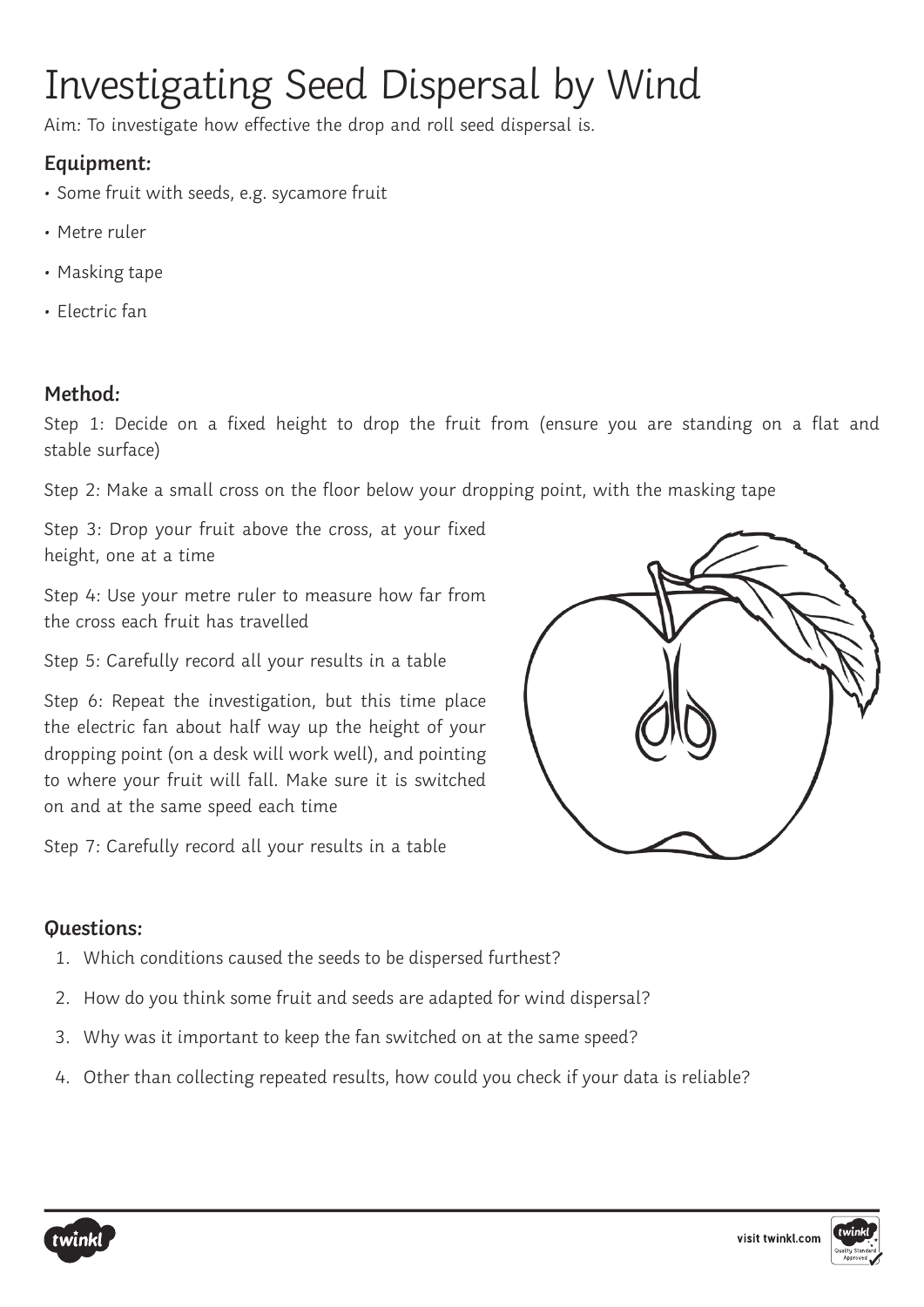# Investigating Seed Dispersal by Wind

Aim: To investigate how effective the drop and roll seed dispersal is.

### Equipment:

- Some fruit with seeds, e.g. sycamore fruit
- Metre ruler
- Masking tape
- Electric fan

### Method:

Step 1: Decide on a fixed height to drop the fruit from (ensure you are standing on a flat and stable surface)

Step 2: Make a small cross on the floor below your dropping point, with the masking tape

Step 3: Drop your fruit above the cross, at your fixed height, one at a time

Step 4: Use your metre ruler to measure how far from the cross each fruit has travelled

Step 5: Carefully record all your results in a table

Step 6: Repeat the investigation, but this time place the electric fan about half way up the height of your dropping point (on a desk will work well), and pointing to where your fruit will fall. Make sure it is switched on and at the same speed each time

Step 7: Carefully record all your results in a table

### Questions:

1. Which conditions caused the seeds to be dispersed furthest?
2. How do you think some fruit and seeds are adapted for wind dispersal?
3. Why was it important to keep the fan switched on at the same speed?
4. Other than collecting repeated results, how could you check if your data is reliable?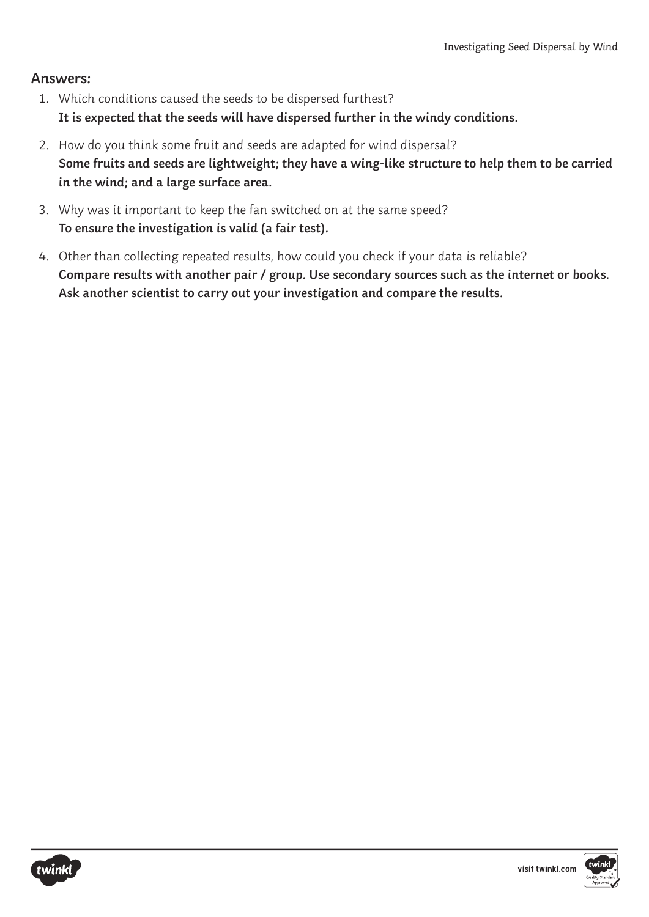## Answers:

1. Which conditions caused the seeds to be dispersed furthest?
   **It is expected that the seeds will have dispersed further in the windy conditions.**
2. How do you think some fruit and seeds are adapted for wind dispersal?
   **Some fruits and seeds are lightweight; they have a wing-like structure to help them to be carried in the wind; and a large surface area.**
3. Why was it important to keep the fan switched on at the same speed?
   **To ensure the investigation is valid (a fair test).**
4. Other than collecting repeated results, how could you check if your data is reliable?
   **Compare results with another pair / group. Use secondary sources such as the internet or books. Ask another scientist to carry out your investigation and compare the results.**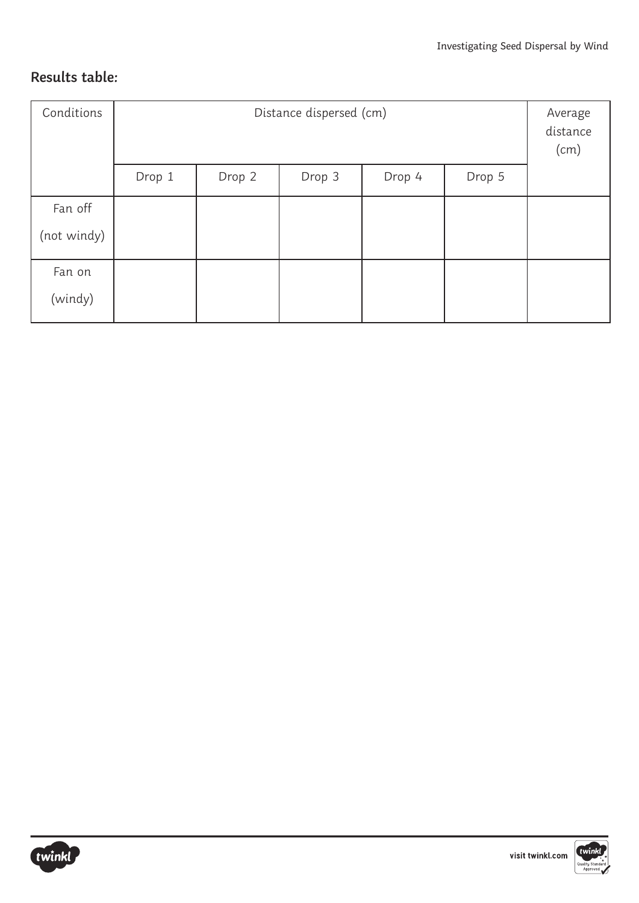## Results table:

| Conditions | Distance dispersed (cm) | | | | | Average distance (cm) |
|---|---|---|---|---|---|---|
| | Drop 1 | Drop 2 | Drop 3 | Drop 4 | Drop 5 | |
| Fan off (not windy) | | | | | | |
| Fan on (windy) | | | | | | |